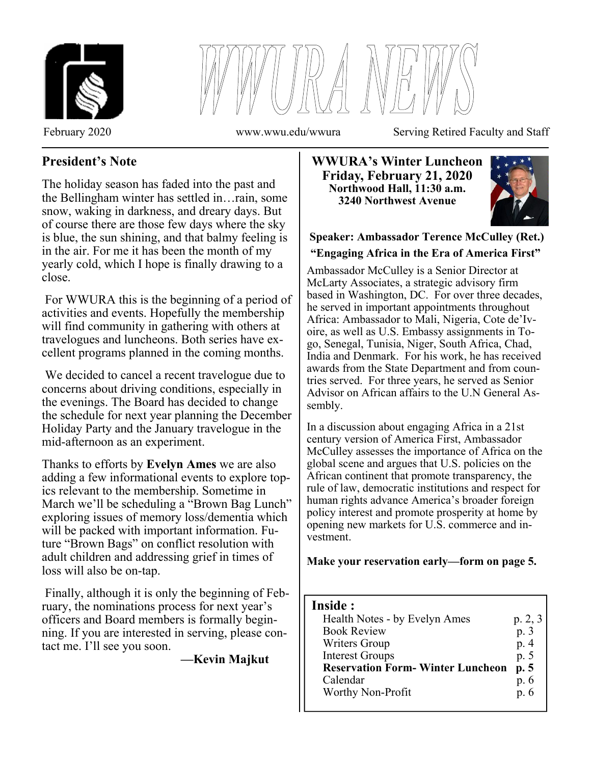# WWURA NEWS

February 2020 www.wwu.edu/wwura Serving Retired Faculty and Staff

## President's Note

The holiday season has faded into the past and the Bellingham winter has settled in…rain, some snow, waking in darkness, and dreary days. But of course there are those few days where the sky is blue, the sun shining, and that balmy feeling is in the air. For me it has been the month of my yearly cold, which I hope is finally drawing to a close.

For WWURA this is the beginning of a period of activities and events. Hopefully the membership will find community in gathering with others at travelogues and luncheons. Both series have excellent programs planned in the coming months.

We decided to cancel a recent travelogue due to concerns about driving conditions, especially in the evenings. The Board has decided to change the schedule for next year planning the December Holiday Party and the January travelogue in the mid-afternoon as an experiment.

Thanks to efforts by **Evelyn Ames** we are also adding a few informational events to explore topics relevant to the membership. Sometime in March we'll be scheduling a "Brown Bag Lunch" exploring issues of memory loss/dementia which will be packed with important information. Future "Brown Bags" on conflict resolution with adult children and addressing grief in times of loss will also be on-tap.

Finally, although it is only the beginning of February, the nominations process for next year's officers and Board members is formally beginning. If you are interested in serving, please contact me. I'll see you soon.

**—Kevin Majkut**

## WWURA's Winter Luncheon

**Friday, February 21, 2020**
**Northwood Hall, 11:30 a.m.**
**3240 Northwest Avenue**

**Speaker: Ambassador Terence McCulley (Ret.)**

**"Engaging Africa in the Era of America First"**

Ambassador McCulley is a Senior Director at McLarty Associates, a strategic advisory firm based in Washington, DC. For over three decades, he served in important appointments throughout Africa: Ambassador to Mali, Nigeria, Cote de'Ivoire, as well as U.S. Embassy assignments in Togo, Senegal, Tunisia, Niger, South Africa, Chad, India and Denmark. For his work, he has received awards from the State Department and from countries served. For three years, he served as Senior Advisor on African affairs to the U.N General Assembly.

In a discussion about engaging Africa in a 21st century version of America First, Ambassador McCulley assesses the importance of Africa on the global scene and argues that U.S. policies on the African continent that promote transparency, the rule of law, democratic institutions and respect for human rights advance America's broader foreign policy interest and promote prosperity at home by opening new markets for U.S. commerce and investment.

**Make your reservation early—form on page 5.**

## Inside :

| | |
|---|---|
| Health Notes - by Evelyn Ames | p. 2, 3 |
| Book Review | p. 3 |
| Writers Group | p. 4 |
| Interest Groups | p. 5 |
| **Reservation Form- Winter Luncheon** | **p. 5** |
| Calendar | p. 6 |
| Worthy Non-Profit | p. 6 |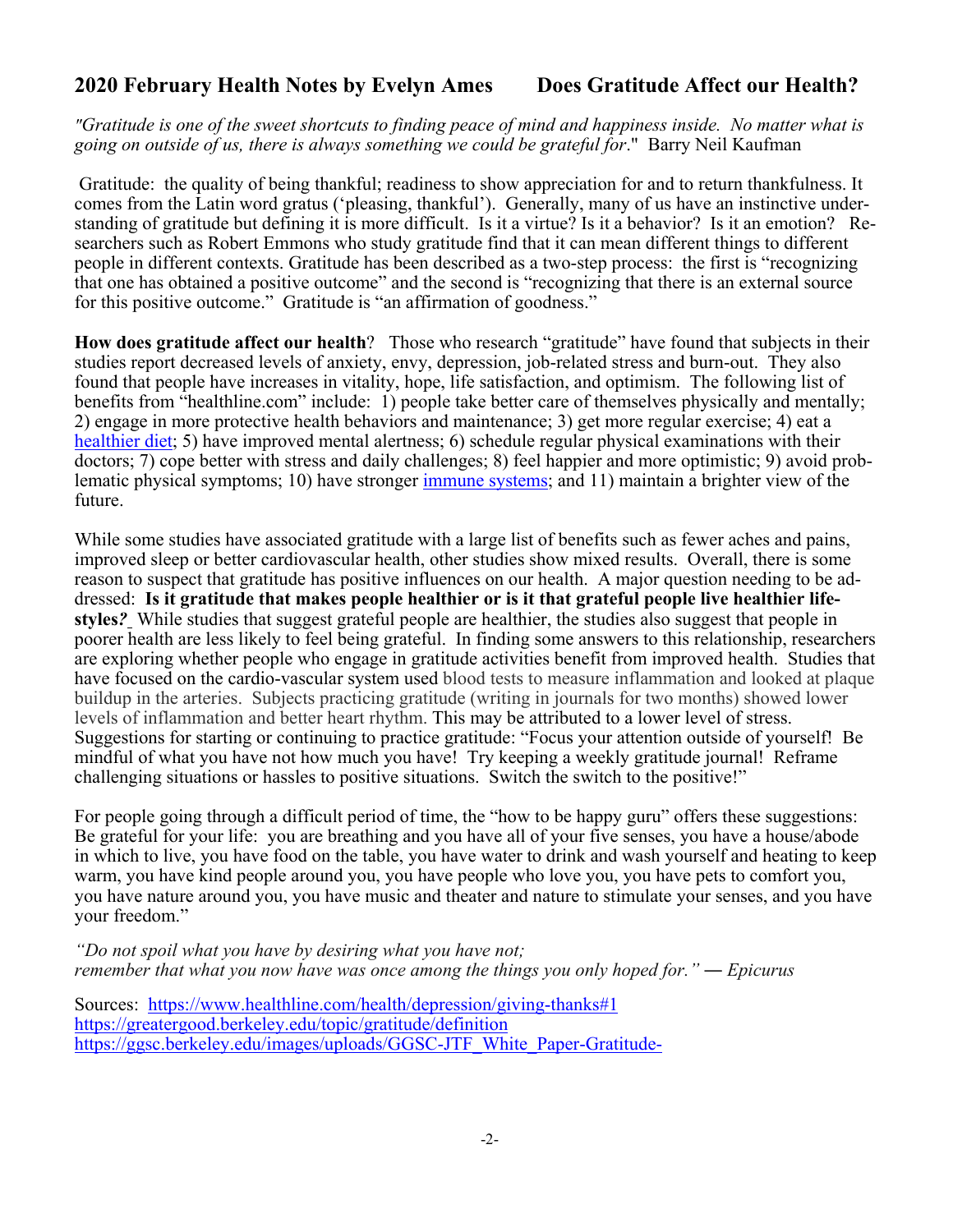## 2020 February Health Notes by Evelyn Ames Does Gratitude Affect our Health?

*"Gratitude is one of the sweet shortcuts to finding peace of mind and happiness inside. No matter what is going on outside of us, there is always something we could be grateful for*." Barry Neil Kaufman

Gratitude: the quality of being thankful; readiness to show appreciation for and to return thankfulness. It comes from the Latin word gratus ('pleasing, thankful'). Generally, many of us have an instinctive understanding of gratitude but defining it is more difficult. Is it a virtue? Is it a behavior? Is it an emotion? Researchers such as Robert Emmons who study gratitude find that it can mean different things to different people in different contexts. Gratitude has been described as a two-step process: the first is "recognizing that one has obtained a positive outcome" and the second is "recognizing that there is an external source for this positive outcome." Gratitude is "an affirmation of goodness."

**How does gratitude affect our health**? Those who research "gratitude" have found that subjects in their studies report decreased levels of anxiety, envy, depression, job-related stress and burn-out. They also found that people have increases in vitality, hope, life satisfaction, and optimism. The following list of benefits from "healthline.com" include: 1) people take better care of themselves physically and mentally; 2) engage in more protective health behaviors and maintenance; 3) get more regular exercise; 4) eat a healthier diet; 5) have improved mental alertness; 6) schedule regular physical examinations with their doctors; 7) cope better with stress and daily challenges; 8) feel happier and more optimistic; 9) avoid problematic physical symptoms; 10) have stronger immune systems; and 11) maintain a brighter view of the future.

While some studies have associated gratitude with a large list of benefits such as fewer aches and pains, improved sleep or better cardiovascular health, other studies show mixed results. Overall, there is some reason to suspect that gratitude has positive influences on our health. A major question needing to be addressed: **Is it gratitude that makes people healthier or is it that grateful people live healthier lifestyles?** While studies that suggest grateful people are healthier, the studies also suggest that people in poorer health are less likely to feel being grateful. In finding some answers to this relationship, researchers are exploring whether people who engage in gratitude activities benefit from improved health. Studies that have focused on the cardio-vascular system used blood tests to measure inflammation and looked at plaque buildup in the arteries. Subjects practicing gratitude (writing in journals for two months) showed lower levels of inflammation and better heart rhythm. This may be attributed to a lower level of stress. Suggestions for starting or continuing to practice gratitude: "Focus your attention outside of yourself! Be mindful of what you have not how much you have! Try keeping a weekly gratitude journal! Reframe challenging situations or hassles to positive situations. Switch the switch to the positive!"

For people going through a difficult period of time, the "how to be happy guru" offers these suggestions: Be grateful for your life: you are breathing and you have all of your five senses, you have a house/abode in which to live, you have food on the table, you have water to drink and wash yourself and heating to keep warm, you have kind people around you, you have people who love you, you have pets to comfort you, you have nature around you, you have music and theater and nature to stimulate your senses, and you have your freedom."

*"Do not spoil what you have by desiring what you have not;*
*remember that what you now have was once among the things you only hoped for." — Epicurus*

Sources: https://www.healthline.com/health/depression/giving-thanks#1
https://greatergood.berkeley.edu/topic/gratitude/definition
https://ggsc.berkeley.edu/images/uploads/GGSC-JTF_White_Paper-Gratitude-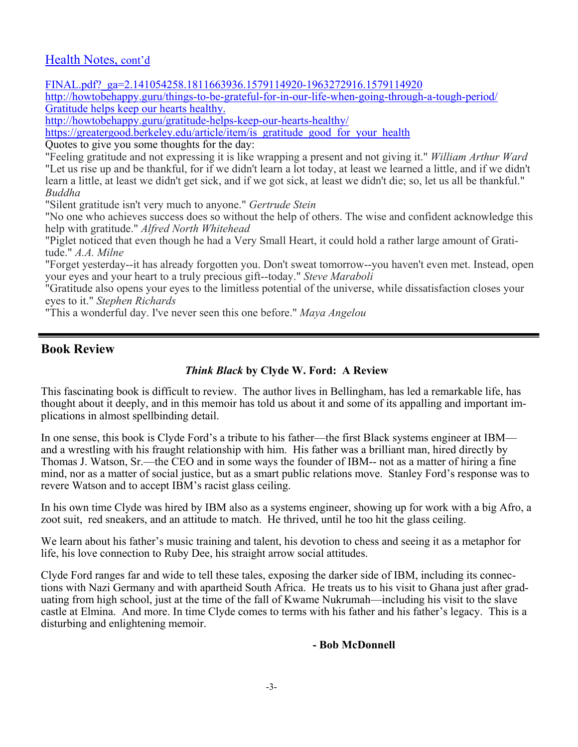## Health Notes, cont'd

FINAL.pdf?_ga=2.141054258.1811663936.1579114920-1963272916.1579114920
http://howtobehappy.guru/things-to-be-grateful-for-in-our-life-when-going-through-a-tough-period/
Gratitude helps keep our hearts healthy.
http://howtobehappy.guru/gratitude-helps-keep-our-hearts-healthy/
https://greatergood.berkeley.edu/article/item/is_gratitude_good_for_your_health

Quotes to give you some thoughts for the day:

"Feeling gratitude and not expressing it is like wrapping a present and not giving it." *William Arthur Ward*

"Let us rise up and be thankful, for if we didn't learn a lot today, at least we learned a little, and if we didn't learn a little, at least we didn't get sick, and if we got sick, at least we didn't die; so, let us all be thankful." *Buddha*

"Silent gratitude isn't very much to anyone." *Gertrude Stein*

"No one who achieves success does so without the help of others. The wise and confident acknowledge this help with gratitude." *Alfred North Whitehead*

"Piglet noticed that even though he had a Very Small Heart, it could hold a rather large amount of Gratitude." *A.A. Milne*

"Forget yesterday--it has already forgotten you. Don't sweat tomorrow--you haven't even met. Instead, open your eyes and your heart to a truly precious gift--today." *Steve Maraboli*

"Gratitude also opens your eyes to the limitless potential of the universe, while dissatisfaction closes your eyes to it." *Stephen Richards*

"This a wonderful day. I've never seen this one before." *Maya Angelou*

---

## Book Review

### ***Think Black*** **by Clyde W. Ford: A Review**

This fascinating book is difficult to review. The author lives in Bellingham, has led a remarkable life, has thought about it deeply, and in this memoir has told us about it and some of its appalling and important implications in almost spellbinding detail.

In one sense, this book is Clyde Ford's a tribute to his father—the first Black systems engineer at IBM—and a wrestling with his fraught relationship with him. His father was a brilliant man, hired directly by Thomas J. Watson, Sr.—the CEO and in some ways the founder of IBM-- not as a matter of hiring a fine mind, nor as a matter of social justice, but as a smart public relations move. Stanley Ford's response was to revere Watson and to accept IBM's racist glass ceiling.

In his own time Clyde was hired by IBM also as a systems engineer, showing up for work with a big Afro, a zoot suit, red sneakers, and an attitude to match. He thrived, until he too hit the glass ceiling.

We learn about his father's music training and talent, his devotion to chess and seeing it as a metaphor for life, his love connection to Ruby Dee, his straight arrow social attitudes.

Clyde Ford ranges far and wide to tell these tales, exposing the darker side of IBM, including its connections with Nazi Germany and with apartheid South Africa. He treats us to his visit to Ghana just after graduating from high school, just at the time of the fall of Kwame Nukrumah—including his visit to the slave castle at Elmina. And more. In time Clyde comes to terms with his father and his father's legacy. This is a disturbing and enlightening memoir.

**- Bob McDonnell**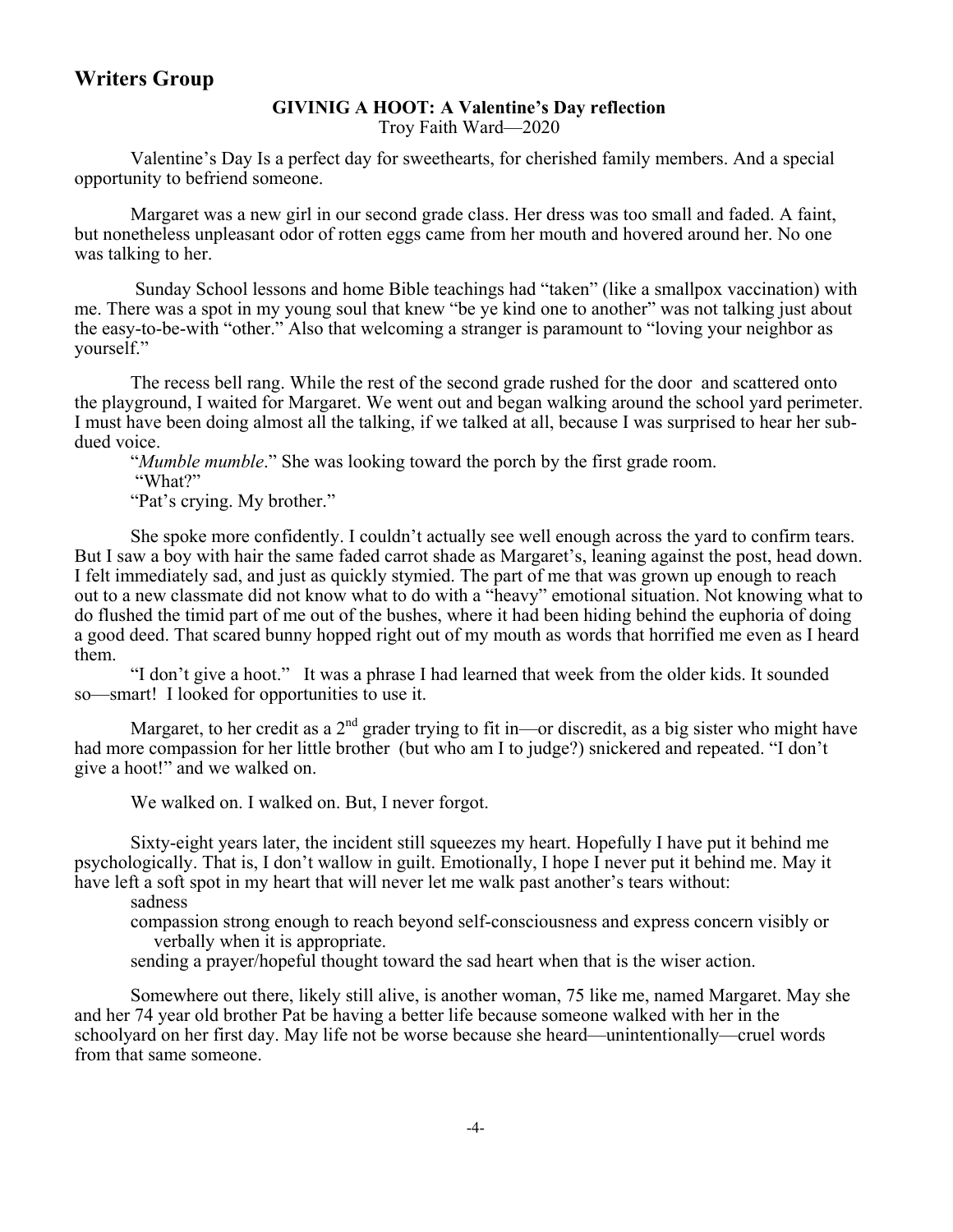## Writers Group

### GIVINIG A HOOT: A Valentine's Day reflection

Troy Faith Ward—2020

Valentine's Day Is a perfect day for sweethearts, for cherished family members. And a special opportunity to befriend someone.

Margaret was a new girl in our second grade class. Her dress was too small and faded. A faint, but nonetheless unpleasant odor of rotten eggs came from her mouth and hovered around her. No one was talking to her.

Sunday School lessons and home Bible teachings had "taken" (like a smallpox vaccination) with me. There was a spot in my young soul that knew "be ye kind one to another" was not talking just about the easy-to-be-with "other." Also that welcoming a stranger is paramount to "loving your neighbor as yourself."

The recess bell rang. While the rest of the second grade rushed for the door and scattered onto the playground, I waited for Margaret. We went out and began walking around the school yard perimeter. I must have been doing almost all the talking, if we talked at all, because I was surprised to hear her subdued voice.

"*Mumble mumble*." She was looking toward the porch by the first grade room.

"What?"

"Pat's crying. My brother."

She spoke more confidently. I couldn't actually see well enough across the yard to confirm tears. But I saw a boy with hair the same faded carrot shade as Margaret's, leaning against the post, head down. I felt immediately sad, and just as quickly stymied. The part of me that was grown up enough to reach out to a new classmate did not know what to do with a "heavy" emotional situation. Not knowing what to do flushed the timid part of me out of the bushes, where it had been hiding behind the euphoria of doing a good deed. That scared bunny hopped right out of my mouth as words that horrified me even as I heard them.

"I don't give a hoot." It was a phrase I had learned that week from the older kids. It sounded so—smart! I looked for opportunities to use it.

Margaret, to her credit as a 2nd grader trying to fit in—or discredit, as a big sister who might have had more compassion for her little brother (but who am I to judge?) snickered and repeated. "I don't give a hoot!" and we walked on.

We walked on. I walked on. But, I never forgot.

Sixty-eight years later, the incident still squeezes my heart. Hopefully I have put it behind me psychologically. That is, I don't wallow in guilt. Emotionally, I hope I never put it behind me. May it have left a soft spot in my heart that will never let me walk past another's tears without:

sadness

compassion strong enough to reach beyond self-consciousness and express concern visibly or verbally when it is appropriate.

sending a prayer/hopeful thought toward the sad heart when that is the wiser action.

Somewhere out there, likely still alive, is another woman, 75 like me, named Margaret. May she and her 74 year old brother Pat be having a better life because someone walked with her in the schoolyard on her first day. May life not be worse because she heard—unintentionally—cruel words from that same someone.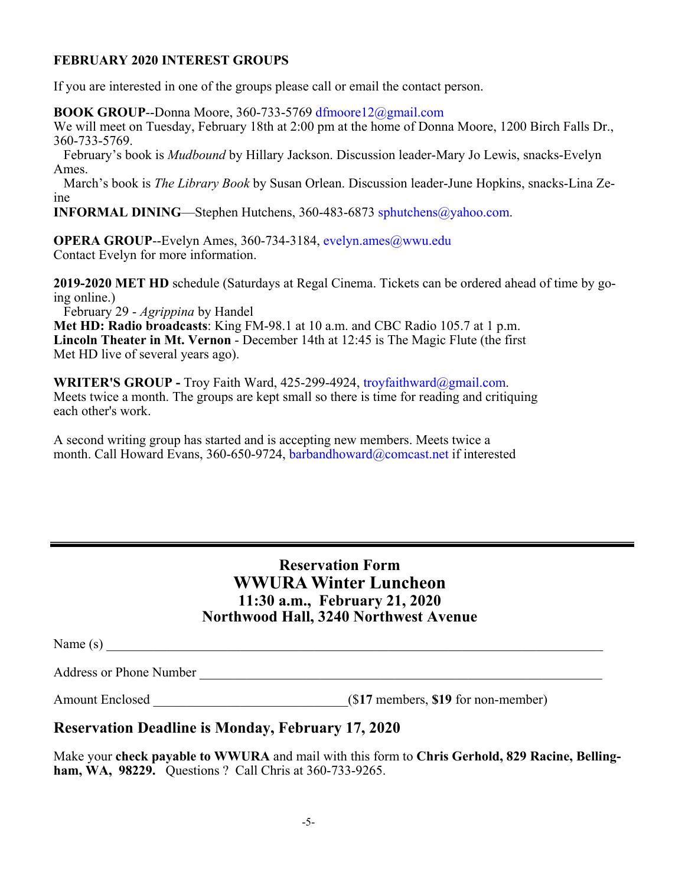**FEBRUARY 2020 INTEREST GROUPS**

If you are interested in one of the groups please call or email the contact person.

**BOOK GROUP**--Donna Moore, 360-733-5769 dfmoore12@gmail.com
We will meet on Tuesday, February 18th at 2:00 pm at the home of Donna Moore, 1200 Birch Falls Dr., 360-733-5769.

February's book is *Mudbound* by Hillary Jackson. Discussion leader-Mary Jo Lewis, snacks-Evelyn Ames.

March's book is *The Library Book* by Susan Orlean. Discussion leader-June Hopkins, snacks-Lina Zeine

**INFORMAL DINING**—Stephen Hutchens, 360-483-6873 sphutchens@yahoo.com.

**OPERA GROUP**--Evelyn Ames, 360-734-3184, evelyn.ames@wwu.edu
Contact Evelyn for more information.

**2019-2020 MET HD** schedule (Saturdays at Regal Cinema. Tickets can be ordered ahead of time by going online.)

February 29 - *Agrippina* by Handel

**Met HD: Radio broadcasts**: King FM-98.1 at 10 a.m. and CBC Radio 105.7 at 1 p.m.
**Lincoln Theater in Mt. Vernon** - December 14th at 12:45 is The Magic Flute (the first Met HD live of several years ago).

**WRITER'S GROUP -** Troy Faith Ward, 425-299-4924, troyfaithward@gmail.com.
Meets twice a month. The groups are kept small so there is time for reading and critiquing each other's work.

A second writing group has started and is accepting new members. Meets twice a month. Call Howard Evans, 360-650-9724, barbandhoward@comcast.net if interested

---

## Reservation Form
## WWURA Winter Luncheon
### 11:30 a.m., February 21, 2020
### Northwood Hall, 3240 Northwest Avenue

Name (s) ______________________________________________

Address or Phone Number ______________________________________________

Amount Enclosed ____________________________ ($**17** members, **$19** for non-member)

## Reservation Deadline is Monday, February 17, 2020

Make your **check payable to WWURA** and mail with this form to **Chris Gerhold, 829 Racine, Bellingham, WA, 98229.** Questions ? Call Chris at 360-733-9265.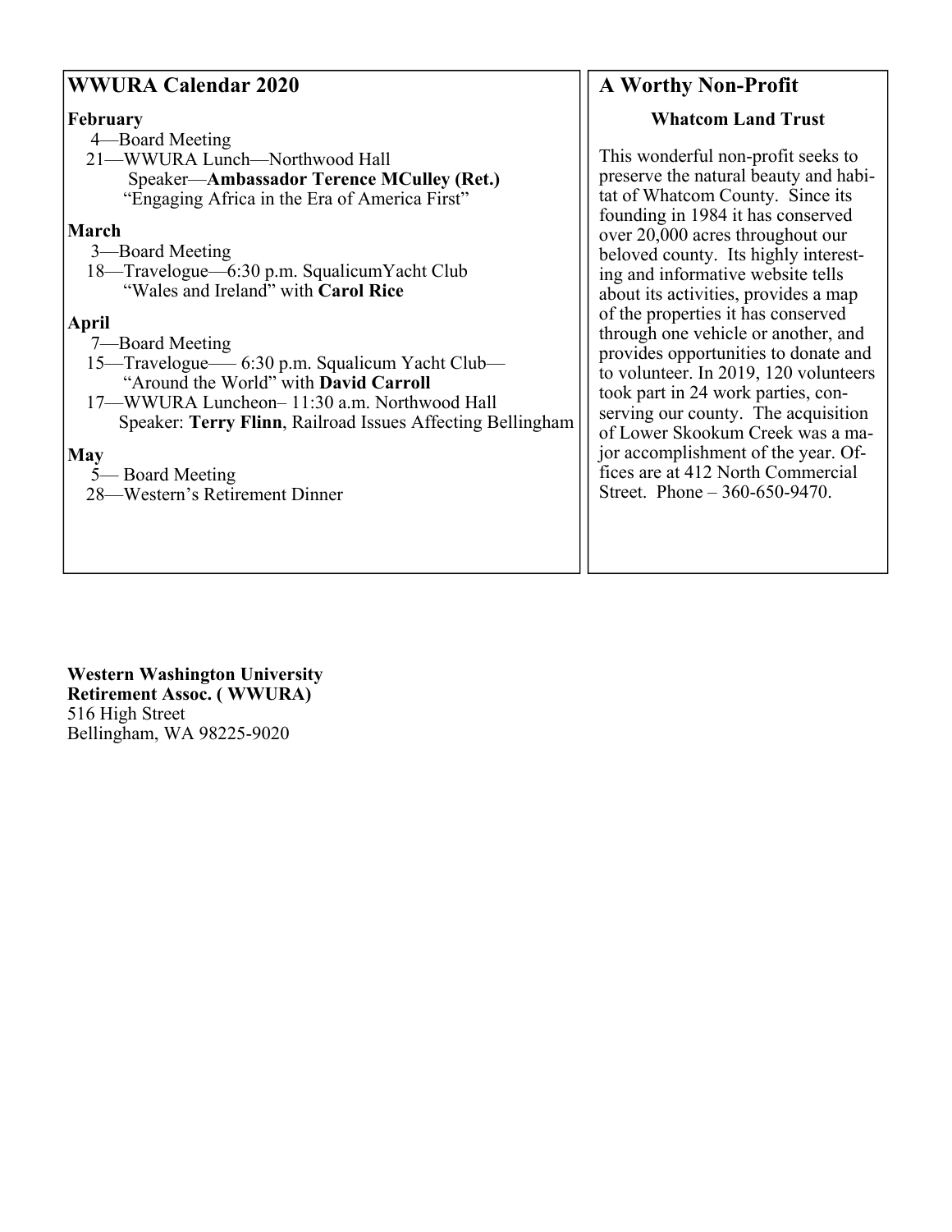## WWURA Calendar 2020

**February**

4—Board Meeting

21—WWURA Lunch—Northwood Hall
Speaker—**Ambassador Terence MCulley (Ret.)**
"Engaging Africa in the Era of America First"

**March**

3—Board Meeting

18—Travelogue—6:30 p.m. SqualicumYacht Club
"Wales and Ireland" with **Carol Rice**

**April**

7—Board Meeting

15—Travelogue—– 6:30 p.m. Squalicum Yacht Club—
"Around the World" with **David Carroll**

17—WWURA Luncheon– 11:30 a.m. Northwood Hall
Speaker: **Terry Flinn**, Railroad Issues Affecting Bellingham

**May**

5— Board Meeting

28—Western's Retirement Dinner

## A Worthy Non-Profit

**Whatcom Land Trust**

This wonderful non-profit seeks to preserve the natural beauty and habitat of Whatcom County. Since its founding in 1984 it has conserved over 20,000 acres throughout our beloved county. Its highly interesting and informative website tells about its activities, provides a map of the properties it has conserved through one vehicle or another, and provides opportunities to donate and to volunteer. In 2019, 120 volunteers took part in 24 work parties, conserving our county. The acquisition of Lower Skookum Creek was a major accomplishment of the year. Offices are at 412 North Commercial Street. Phone – 360-650-9470.

**Western Washington University**
**Retirement Assoc. ( WWURA)**
516 High Street
Bellingham, WA 98225-9020